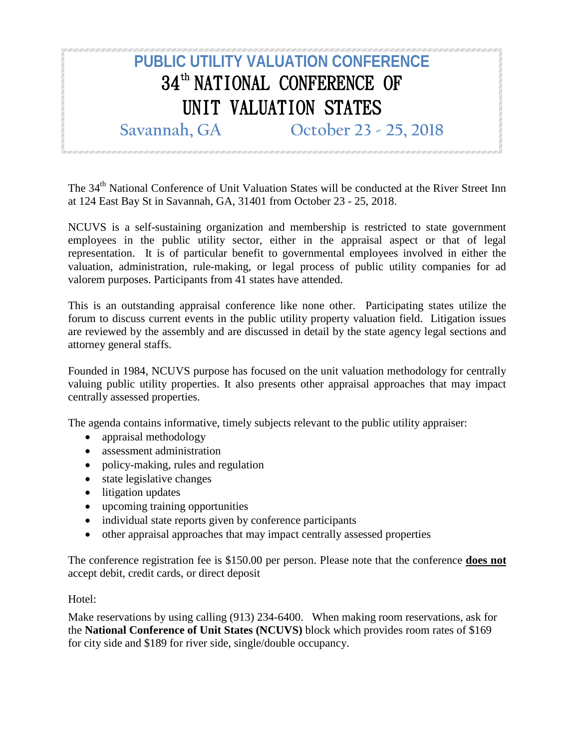# PUBLIC UTILITY VALUATION CONFERENCE

# 34th NATIONAL CONFERENCE OF UNIT VALUATION STATES

## Savannah, GA October 23 - 25, 2018

The 34th National Conference of Unit Valuation States will be conducted at the River Street Inn at 124 East Bay St in Savannah, GA, 31401 from October 23 - 25, 2018.

NCUVS is a self-sustaining organization and membership is restricted to state government employees in the public utility sector, either in the appraisal aspect or that of legal representation. It is of particular benefit to governmental employees involved in either the valuation, administration, rule-making, or legal process of public utility companies for ad valorem purposes. Participants from 41 states have attended.

This is an outstanding appraisal conference like none other. Participating states utilize the forum to discuss current events in the public utility property valuation field. Litigation issues are reviewed by the assembly and are discussed in detail by the state agency legal sections and attorney general staffs.

Founded in 1984, NCUVS purpose has focused on the unit valuation methodology for centrally valuing public utility properties. It also presents other appraisal approaches that may impact centrally assessed properties.

The agenda contains informative, timely subjects relevant to the public utility appraiser:

- appraisal methodology
- assessment administration
- policy-making, rules and regulation
- state legislative changes
- litigation updates
- upcoming training opportunities
- individual state reports given by conference participants
- other appraisal approaches that may impact centrally assessed properties

The conference registration fee is $150.00 per person. Please note that the conference **<u>does not</u>** accept debit, credit cards, or direct deposit

Hotel:

Make reservations by using calling (913) 234-6400. When making room reservations, ask for the **National Conference of Unit States (NCUVS)** block which provides room rates of $169 for city side and $189 for river side, single/double occupancy.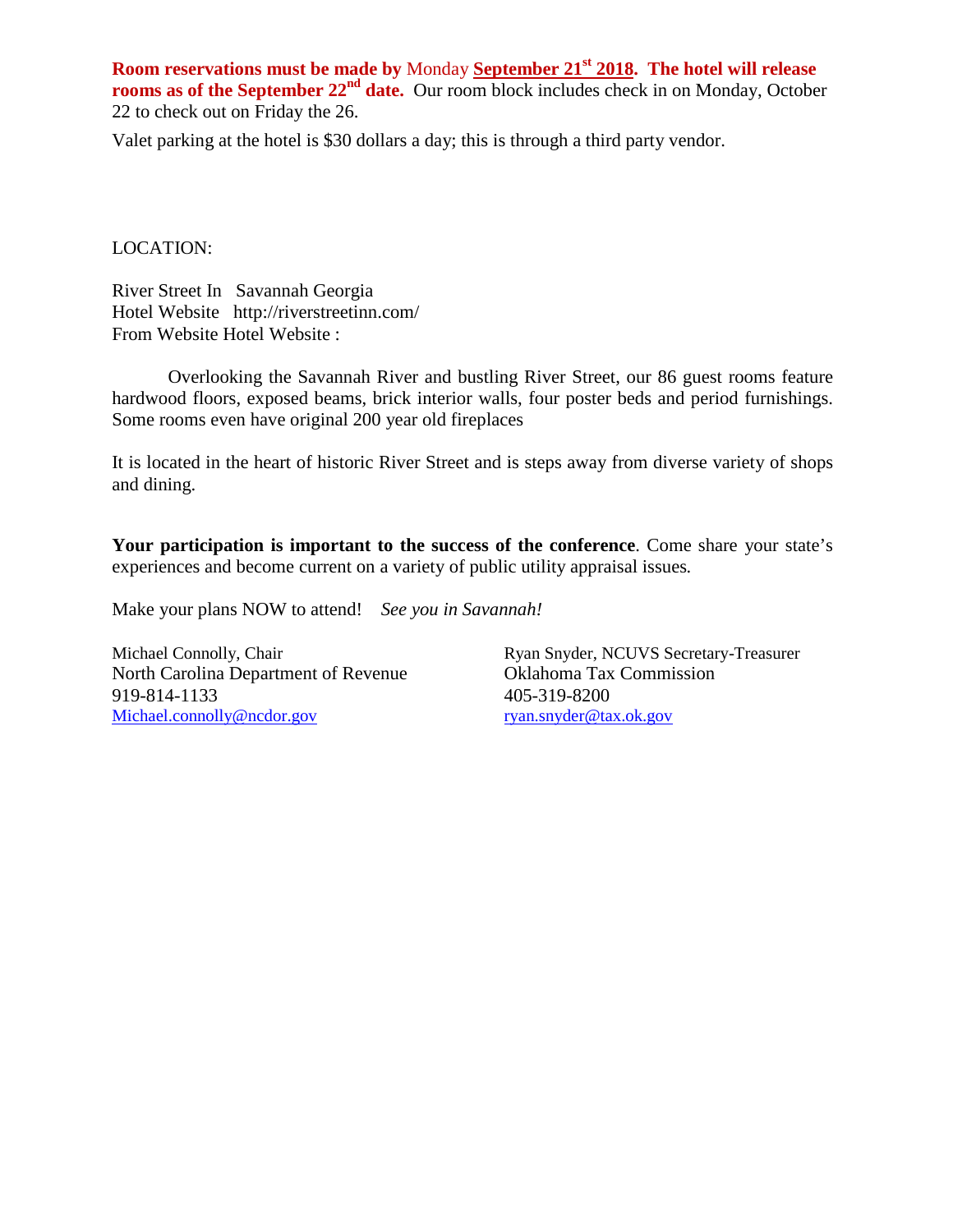**Room reservations must be made by** Monday **September 21st 2018. The hotel will release rooms as of the September 22nd date.** Our room block includes check in on Monday, October 22 to check out on Friday the 26.

Valet parking at the hotel is $30 dollars a day; this is through a third party vendor.

LOCATION:

River Street In Savannah Georgia
Hotel Website http://riverstreetinn.com/
From Website Hotel Website :

Overlooking the Savannah River and bustling River Street, our 86 guest rooms feature hardwood floors, exposed beams, brick interior walls, four poster beds and period furnishings. Some rooms even have original 200 year old fireplaces

It is located in the heart of historic River Street and is steps away from diverse variety of shops and dining.

**Your participation is important to the success of the conference**. Come share your state's experiences and become current on a variety of public utility appraisal issues.

Make your plans NOW to attend! *See you in Savannah!*

Michael Connolly, Chair
North Carolina Department of Revenue
919-814-1133
Michael.connolly@ncdor.gov

Ryan Snyder, NCUVS Secretary-Treasurer
Oklahoma Tax Commission
405-319-8200
ryan.snyder@tax.ok.gov